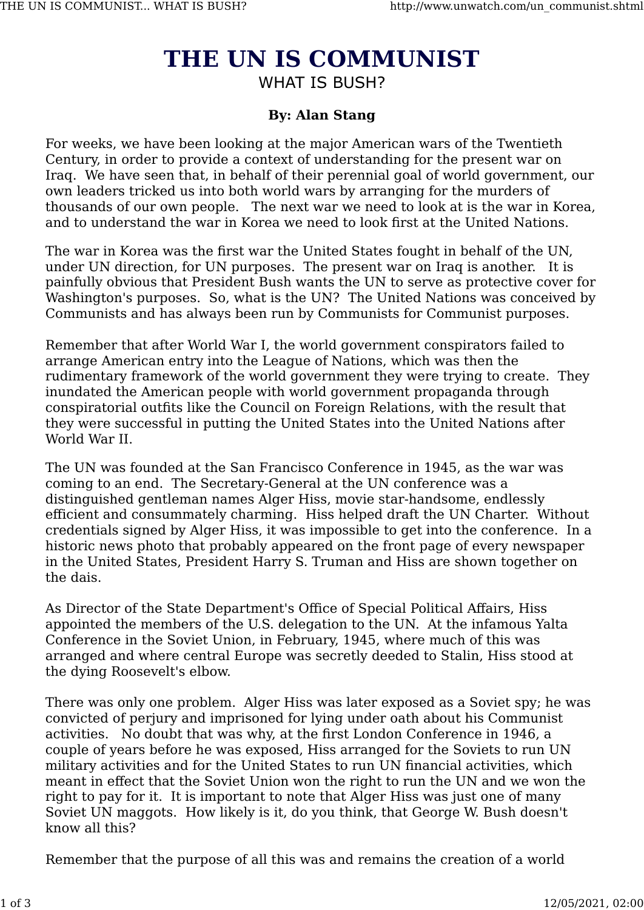# THE UN IS COMMUNIST

WHAT IS BUSH?

**By: Alan Stang**

For weeks, we have been looking at the major American wars of the Twentieth Century, in order to provide a context of understanding for the present war on Iraq. We have seen that, in behalf of their perennial goal of world government, our own leaders tricked us into both world wars by arranging for the murders of thousands of our own people. The next war we need to look at is the war in Korea, and to understand the war in Korea we need to look first at the United Nations.

The war in Korea was the first war the United States fought in behalf of the UN, under UN direction, for UN purposes. The present war on Iraq is another. It is painfully obvious that President Bush wants the UN to serve as protective cover for Washington's purposes. So, what is the UN? The United Nations was conceived by Communists and has always been run by Communists for Communist purposes.

Remember that after World War I, the world government conspirators failed to arrange American entry into the League of Nations, which was then the rudimentary framework of the world government they were trying to create. They inundated the American people with world government propaganda through conspiratorial outfits like the Council on Foreign Relations, with the result that they were successful in putting the United States into the United Nations after World War II.

The UN was founded at the San Francisco Conference in 1945, as the war was coming to an end. The Secretary-General at the UN conference was a distinguished gentleman names Alger Hiss, movie star-handsome, endlessly efficient and consummately charming. Hiss helped draft the UN Charter. Without credentials signed by Alger Hiss, it was impossible to get into the conference. In a historic news photo that probably appeared on the front page of every newspaper in the United States, President Harry S. Truman and Hiss are shown together on the dais.

As Director of the State Department's Office of Special Political Affairs, Hiss appointed the members of the U.S. delegation to the UN. At the infamous Yalta Conference in the Soviet Union, in February, 1945, where much of this was arranged and where central Europe was secretly deeded to Stalin, Hiss stood at the dying Roosevelt's elbow.

There was only one problem. Alger Hiss was later exposed as a Soviet spy; he was convicted of perjury and imprisoned for lying under oath about his Communist activities. No doubt that was why, at the first London Conference in 1946, a couple of years before he was exposed, Hiss arranged for the Soviets to run UN military activities and for the United States to run UN financial activities, which meant in effect that the Soviet Union won the right to run the UN and we won the right to pay for it. It is important to note that Alger Hiss was just one of many Soviet UN maggots. How likely is it, do you think, that George W. Bush doesn't know all this?

Remember that the purpose of all this was and remains the creation of a world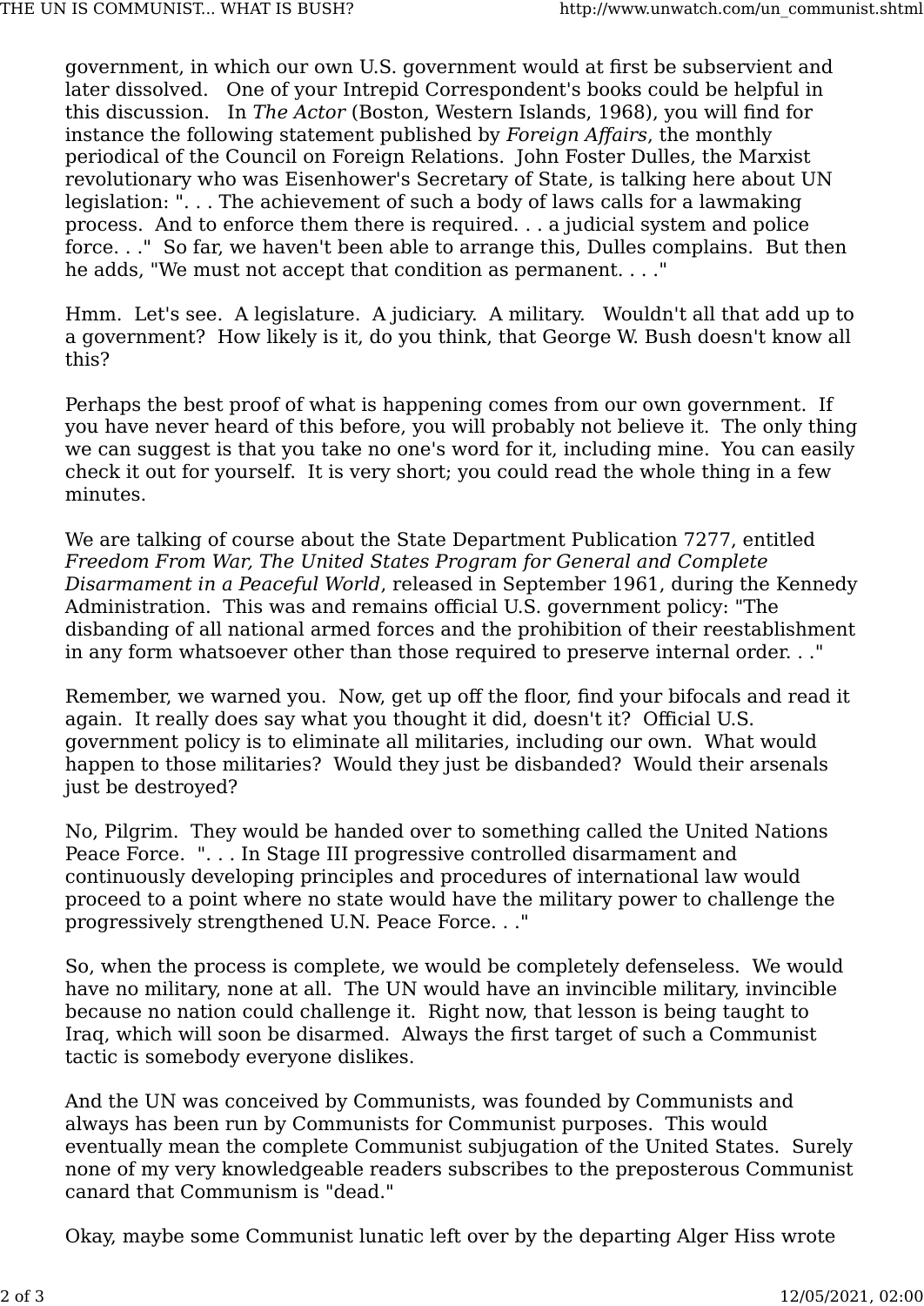government, in which our own U.S. government would at first be subservient and later dissolved. One of your Intrepid Correspondent's books could be helpful in this discussion. In *The Actor* (Boston, Western Islands, 1968), you will find for instance the following statement published by *Foreign Affairs*, the monthly periodical of the Council on Foreign Relations. John Foster Dulles, the Marxist revolutionary who was Eisenhower's Secretary of State, is talking here about UN legislation: ". . . The achievement of such a body of laws calls for a lawmaking process. And to enforce them there is required. . . a judicial system and police force. . ." So far, we haven't been able to arrange this, Dulles complains. But then he adds, "We must not accept that condition as permanent. . . ."

Hmm. Let's see. A legislature. A judiciary. A military. Wouldn't all that add up to a government? How likely is it, do you think, that George W. Bush doesn't know all this?

Perhaps the best proof of what is happening comes from our own government. If you have never heard of this before, you will probably not believe it. The only thing we can suggest is that you take no one's word for it, including mine. You can easily check it out for yourself. It is very short; you could read the whole thing in a few minutes.

We are talking of course about the State Department Publication 7277, entitled *Freedom From War, The United States Program for General and Complete Disarmament in a Peaceful World*, released in September 1961, during the Kennedy Administration. This was and remains official U.S. government policy: "The disbanding of all national armed forces and the prohibition of their reestablishment in any form whatsoever other than those required to preserve internal order. . ."

Remember, we warned you. Now, get up off the floor, find your bifocals and read it again. It really does say what you thought it did, doesn't it? Official U.S. government policy is to eliminate all militaries, including our own. What would happen to those militaries? Would they just be disbanded? Would their arsenals just be destroyed?

No, Pilgrim. They would be handed over to something called the United Nations Peace Force. ". . . In Stage III progressive controlled disarmament and continuously developing principles and procedures of international law would proceed to a point where no state would have the military power to challenge the progressively strengthened U.N. Peace Force. . ."

So, when the process is complete, we would be completely defenseless. We would have no military, none at all. The UN would have an invincible military, invincible because no nation could challenge it. Right now, that lesson is being taught to Iraq, which will soon be disarmed. Always the first target of such a Communist tactic is somebody everyone dislikes.

And the UN was conceived by Communists, was founded by Communists and always has been run by Communists for Communist purposes. This would eventually mean the complete Communist subjugation of the United States. Surely none of my very knowledgeable readers subscribes to the preposterous Communist canard that Communism is "dead."

Okay, maybe some Communist lunatic left over by the departing Alger Hiss wrote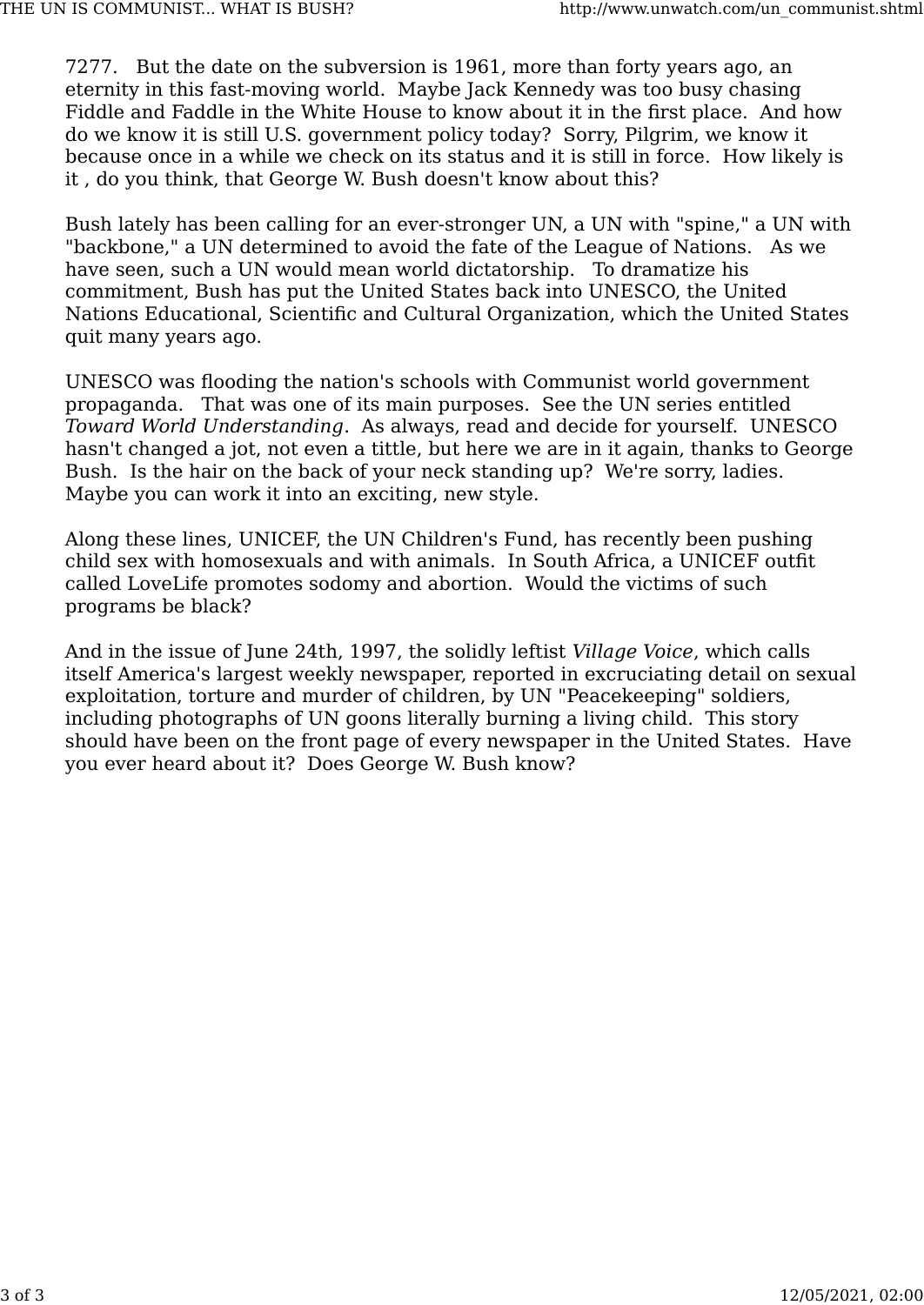7277.   But the date on the subversion is 1961, more than forty years ago, an eternity in this fast-moving world.  Maybe Jack Kennedy was too busy chasing Fiddle and Faddle in the White House to know about it in the first place.  And how do we know it is still U.S. government policy today?  Sorry, Pilgrim, we know it because once in a while we check on its status and it is still in force.  How likely is it , do you think, that George W. Bush doesn't know about this?

Bush lately has been calling for an ever-stronger UN, a UN with "spine," a UN with "backbone," a UN determined to avoid the fate of the League of Nations.   As we have seen, such a UN would mean world dictatorship.   To dramatize his commitment, Bush has put the United States back into UNESCO, the United Nations Educational, Scientific and Cultural Organization, which the United States quit many years ago.

UNESCO was flooding the nation's schools with Communist world government propaganda.   That was one of its main purposes.  See the UN series entitled *Toward World Understanding*.  As always, read and decide for yourself.  UNESCO hasn't changed a jot, not even a tittle, but here we are in it again, thanks to George Bush.  Is the hair on the back of your neck standing up?  We're sorry, ladies. Maybe you can work it into an exciting, new style.

Along these lines, UNICEF, the UN Children's Fund, has recently been pushing child sex with homosexuals and with animals.  In South Africa, a UNICEF outfit called LoveLife promotes sodomy and abortion.  Would the victims of such programs be black?

And in the issue of June 24th, 1997, the solidly leftist *Village Voice*, which calls itself America's largest weekly newspaper, reported in excruciating detail on sexual exploitation, torture and murder of children, by UN "Peacekeeping" soldiers, including photographs of UN goons literally burning a living child.  This story should have been on the front page of every newspaper in the United States.  Have you ever heard about it?  Does George W. Bush know?